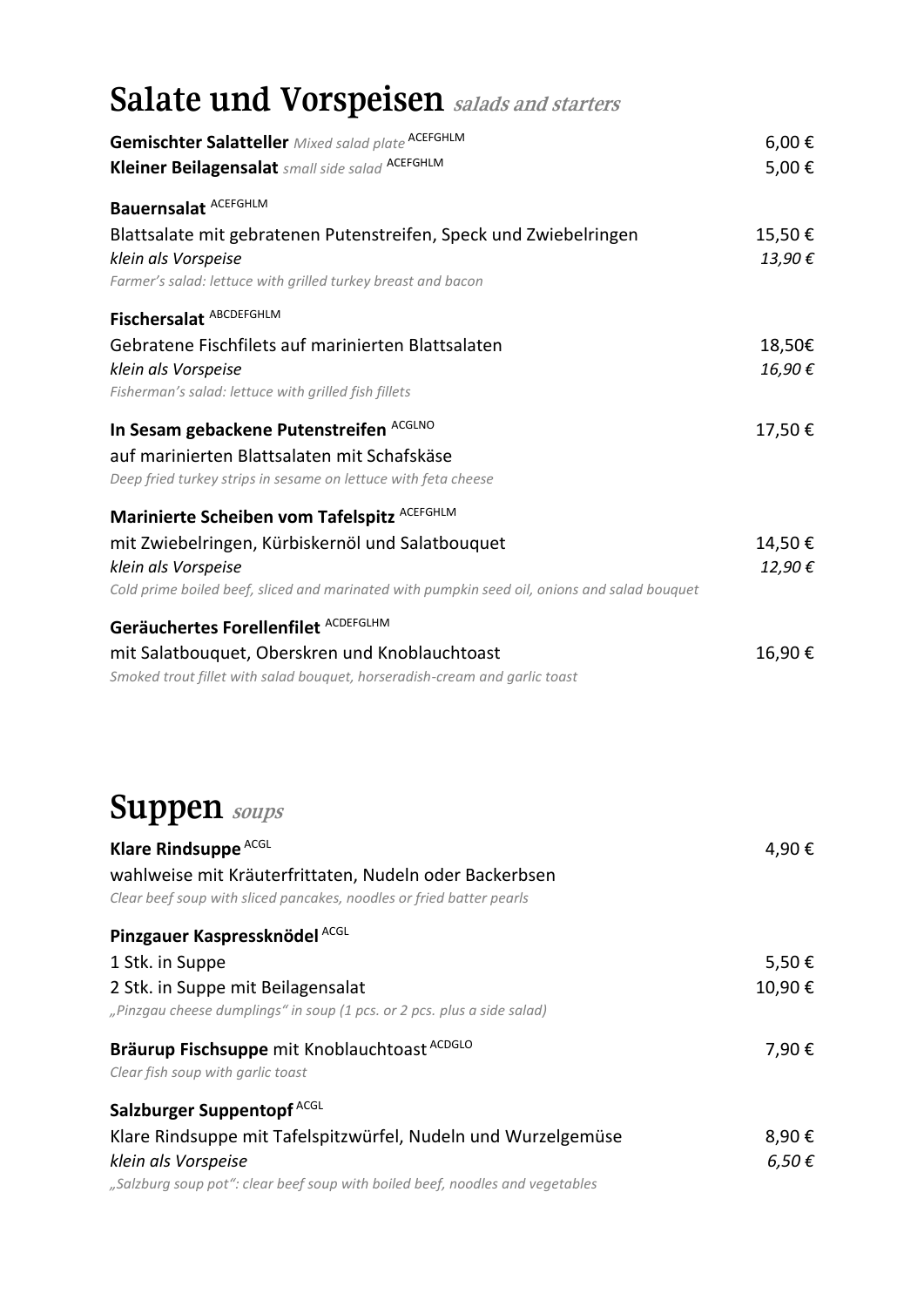# Salate und Vorspeisen *salads and starters*

**Gemischter Salatteller** *Mixed salad plate* ACEFGHLM — 6,00 €

**Kleiner Beilagensalat** *small side salad* ACEFGHLM — 5,00 €

**Bauernsalat** ACEFGHLM

Blattsalate mit gebratenen Putenstreifen, Speck und Zwiebelringen — 15,50 €

*klein als Vorspeise* — *13,90 €*

*Farmer's salad: lettuce with grilled turkey breast and bacon*

**Fischersalat** ABCDEFGHLM

Gebratene Fischfilets auf marinierten Blattsalaten — 18,50€

*klein als Vorspeise* — *16,90 €*

*Fisherman's salad: lettuce with grilled fish fillets*

**In Sesam gebackene Putenstreifen** ACGLNO — 17,50 €

auf marinierten Blattsalaten mit Schafskäse

*Deep fried turkey strips in sesame on lettuce with feta cheese*

**Marinierte Scheiben vom Tafelspitz** ACEFGHLM

mit Zwiebelringen, Kürbiskernöl und Salatbouquet — 14,50 €

*klein als Vorspeise* — *12,90 €*

*Cold prime boiled beef, sliced and marinated with pumpkin seed oil, onions and salad bouquet*

**Geräuchertes Forellenfilet** ACDEFGLHM

mit Salatbouquet, Oberskren und Knoblauchtoast — 16,90 €

*Smoked trout fillet with salad bouquet, horseradish-cream and garlic toast*

# Suppen *soups*

**Klare Rindsuppe** ACGL — 4,90 €

wahlweise mit Kräuterfrittaten, Nudeln oder Backerbsen

*Clear beef soup with sliced pancakes, noodles or fried batter pearls*

**Pinzgauer Kaspressknödel** ACGL

1 Stk. in Suppe — 5,50 €

2 Stk. in Suppe mit Beilagensalat — 10,90 €

*„Pinzgau cheese dumplings" in soup (1 pcs. or 2 pcs. plus a side salad)*

**Bräurup Fischsuppe** mit Knoblauchtoast ACDGLO — 7,90 €

*Clear fish soup with garlic toast*

**Salzburger Suppentopf** ACGL

Klare Rindsuppe mit Tafelspitzwürfel, Nudeln und Wurzelgemüse — 8,90 €

*klein als Vorspeise* — *6,50 €*

*„Salzburg soup pot": clear beef soup with boiled beef, noodles and vegetables*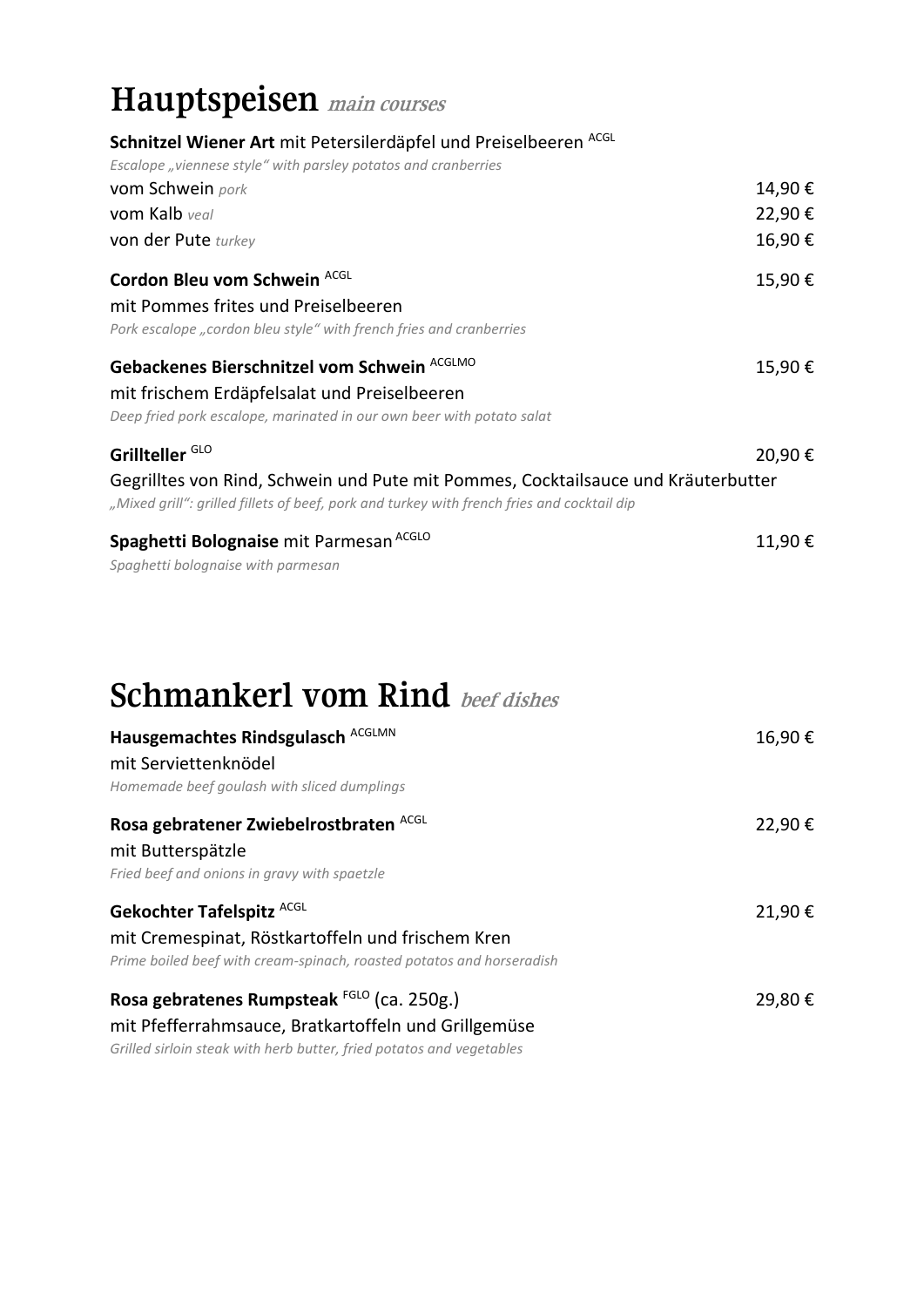# Hauptspeisen *main courses*

**Schnitzel Wiener Art** mit Petersilerdäpfel und Preiselbeeren [ACGL]
*Escalope „viennese style" with parsley potatos and cranberries*

| | |
|---|---|
| vom Schwein *pork* | 14,90 € |
| vom Kalb *veal* | 22,90 € |
| von der Pute *turkey* | 16,90 € |

**Cordon Bleu vom Schwein** [ACGL] — 15,90 €
mit Pommes frites und Preiselbeeren
*Pork escalope „cordon bleu style" with french fries and cranberries*

**Gebackenes Bierschnitzel vom Schwein** [ACGLMO] — 15,90 €
mit frischem Erdäpfelsalat und Preiselbeeren
*Deep fried pork escalope, marinated in our own beer with potato salat*

**Grillteller** [GLO] — 20,90 €
Gegrilltes von Rind, Schwein und Pute mit Pommes, Cocktailsauce und Kräuterbutter
*„Mixed grill": grilled fillets of beef, pork and turkey with french fries and cocktail dip*

**Spaghetti Bolognaise** mit Parmesan [ACGLO] — 11,90 €
*Spaghetti bolognaise with parmesan*

# Schmankerl vom Rind *beef dishes*

**Hausgemachtes Rindsgulasch** [ACGLMN] — 16,90 €
mit Serviettenknödel
*Homemade beef goulash with sliced dumplings*

**Rosa gebratener Zwiebelrostbraten** [ACGL] — 22,90 €
mit Butterspätzle
*Fried beef and onions in gravy with spaetzle*

**Gekochter Tafelspitz** [ACGL] — 21,90 €
mit Cremespinat, Röstkartoffeln und frischem Kren
*Prime boiled beef with cream-spinach, roasted potatos and horseradish*

**Rosa gebratenes Rumpsteak** [FGLO] (ca. 250g.) — 29,80 €
mit Pfefferrahmsauce, Bratkartoffeln und Grillgemüse
*Grilled sirloin steak with herb butter, fried potatos and vegetables*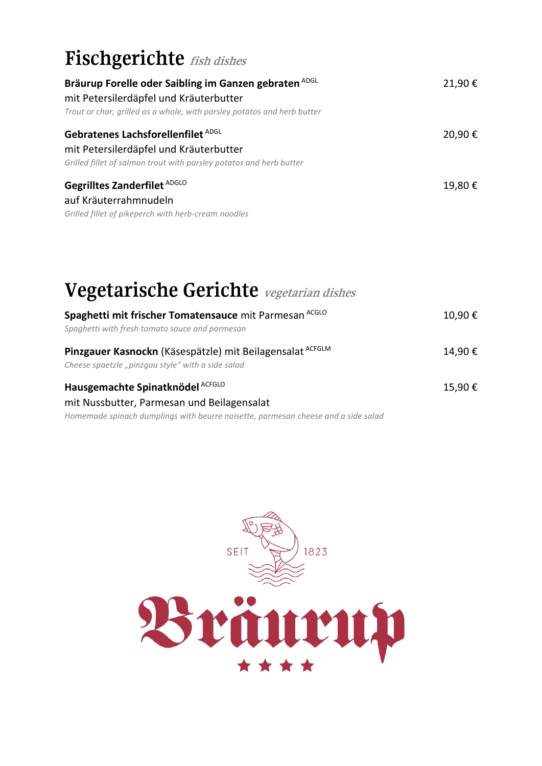# Fischgerichte *fish dishes*

**Bräurup Forelle oder Saibling im Ganzen gebraten** ADGL — 21,90 €
mit Petersilerdäpfel und Kräuterbutter
*Trout or char, grilled as a whole, with parsley potatos and herb butter*

**Gebratenes Lachsforellenfilet** ADGL — 20,90 €
mit Petersilerdäpfel und Kräuterbutter
*Grilled fillet of salmon trout with parsley potatos and herb butter*

**Gegrilltes Zanderfilet** ADGLO — 19,80 €
auf Kräuterrahmnudeln
*Grilled fillet of pikeperch with herb-cream noodles*

# Vegetarische Gerichte *vegetarian dishes*

**Spaghetti mit frischer Tomatensauce** mit Parmesan ACGLO — 10,90 €
*Spaghetti with fresh tomato sauce and parmesan*

**Pinzgauer Kasnockn** (Käsespätzle) mit Beilagensalat ACFGLM — 14,90 €
*Cheese spaetzle „pinzgau style" with a side salad*

**Hausgemachte Spinatknödel** ACFGLO — 15,90 €
mit Nussbutter, Parmesan und Beilagensalat
*Homemade spinach dumplings with beurre noisette, parmesan cheese and a side salad*

SEIT 1823

Bräurup

★ ★ ★ ★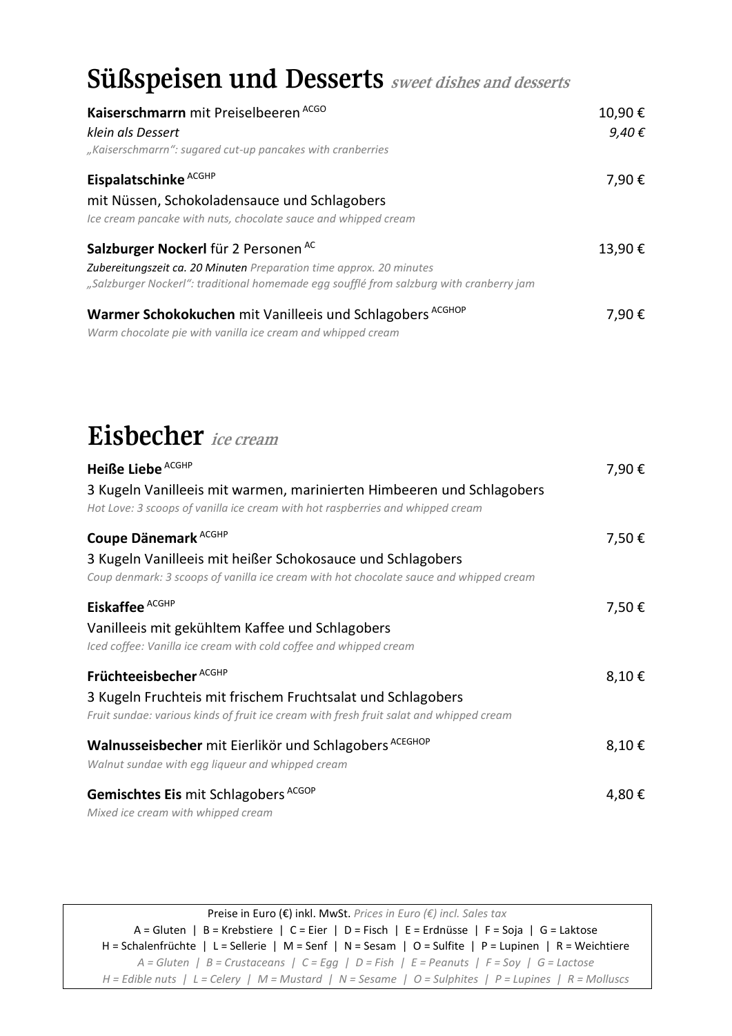# Süßspeisen und Desserts *sweet dishes and desserts*

**Kaiserschmarrn** mit Preiselbeeren ACGO — 10,90 €
*klein als Dessert* — *9,40 €*
*„Kaiserschmarrn": sugared cut-up pancakes with cranberries*

**Eispalatschinke** ACGHP — 7,90 €
mit Nüssen, Schokoladensauce und Schlagobers
*Ice cream pancake with nuts, chocolate sauce and whipped cream*

**Salzburger Nockerl** für 2 Personen AC — 13,90 €
***Zubereitungszeit ca. 20 Minuten*** *Preparation time approx. 20 minutes*
*„Salzburger Nockerl": traditional homemade egg soufflé from salzburg with cranberry jam*

**Warmer Schokokuchen** mit Vanilleeis und Schlagobers ACGHOP — 7,90 €
*Warm chocolate pie with vanilla ice cream and whipped cream*

# Eisbecher *ice cream*

**Heiße Liebe** ACGHP — 7,90 €
3 Kugeln Vanilleeis mit warmen, marinierten Himbeeren und Schlagobers
*Hot Love: 3 scoops of vanilla ice cream with hot raspberries and whipped cream*

**Coupe Dänemark** ACGHP — 7,50 €
3 Kugeln Vanilleeis mit heißer Schokosauce und Schlagobers
*Coup denmark: 3 scoops of vanilla ice cream with hot chocolate sauce and whipped cream*

**Eiskaffee** ACGHP — 7,50 €
Vanilleeis mit gekühltem Kaffee und Schlagobers
*Iced coffee: Vanilla ice cream with cold coffee and whipped cream*

**Früchteeisbecher** ACGHP — 8,10 €
3 Kugeln Fruchteis mit frischem Fruchtsalat und Schlagobers
*Fruit sundae: various kinds of fruit ice cream with fresh fruit salat and whipped cream*

**Walnusseisbecher** mit Eierlikör und Schlagobers ACEGHOP — 8,10 €
*Walnut sundae with egg liqueur and whipped cream*

**Gemischtes Eis** mit Schlagobers ACGOP — 4,80 €
*Mixed ice cream with whipped cream*

Preise in Euro (€) inkl. MwSt. *Prices in Euro (€) incl. Sales tax*
A = Gluten | B = Krebstiere | C = Eier | D = Fisch | E = Erdnüsse | F = Soja | G = Laktose
H = Schalenfrüchte | L = Sellerie | M = Senf | N = Sesam | O = Sulfite | P = Lupinen | R = Weichtiere
*A = Gluten | B = Crustaceans | C = Egg | D = Fish | E = Peanuts | F = Soy | G = Lactose*
*H = Edible nuts | L = Celery | M = Mustard | N = Sesame | O = Sulphites | P = Lupines | R = Molluscs*